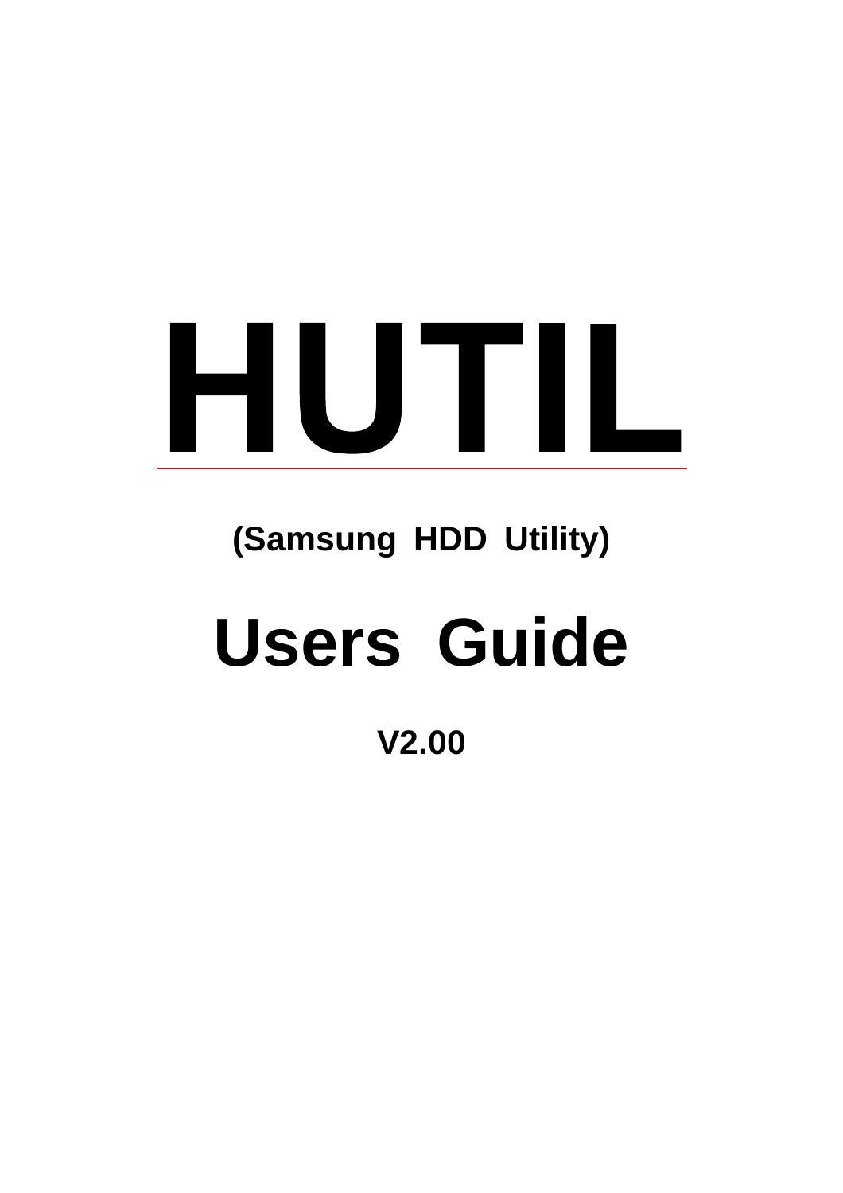# HUTIL

**(Samsung HDD Utility)**

# Users Guide

**V2.00**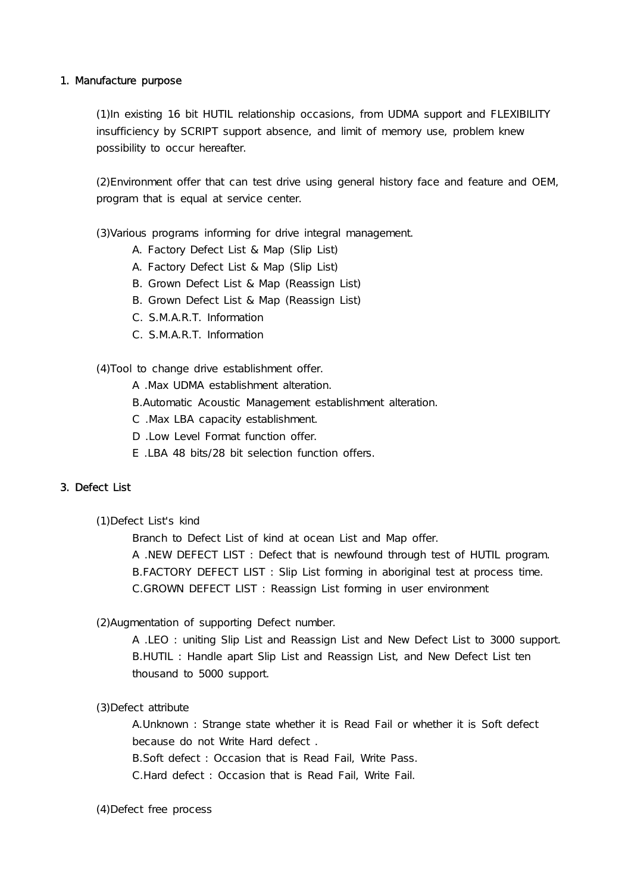## 1. Manufacture purpose

(1)In existing 16 bit HUTIL relationship occasions, from UDMA support and FLEXIBILITY insufficiency by SCRIPT support absence, and limit of memory use, problem knew possibility to occur hereafter.

(2)Environment offer that can test drive using general history face and feature and OEM, program that is equal at service center.

(3)Various programs informing for drive integral management.

- A. Factory Defect List & Map (Slip List)
- A. Factory Defect List & Map (Slip List)
- B. Grown Defect List & Map (Reassign List)
- B. Grown Defect List & Map (Reassign List)
- C. S.M.A.R.T. Information
- C. S.M.A.R.T. Information

(4)Tool to change drive establishment offer.

- A .Max UDMA establishment alteration.
- B.Automatic Acoustic Management establishment alteration.
- C .Max LBA capacity establishment.
- D .Low Level Format function offer.
- E .LBA 48 bits/28 bit selection function offers.

## 3. Defect List

(1)Defect List's kind

Branch to Defect List of kind at ocean List and Map offer.

A .NEW DEFECT LIST : Defect that is newfound through test of HUTIL program.

B.FACTORY DEFECT LIST : Slip List forming in aboriginal test at process time.

C.GROWN DEFECT LIST : Reassign List forming in user environment

(2)Augmentation of supporting Defect number.

A .LEO : uniting Slip List and Reassign List and New Defect List to 3000 support.

B.HUTIL : Handle apart Slip List and Reassign List, and New Defect List ten thousand to 5000 support.

(3)Defect attribute

A.Unknown : Strange state whether it is Read Fail or whether it is Soft defect because do not Write Hard defect .

B.Soft defect : Occasion that is Read Fail, Write Pass.

C.Hard defect : Occasion that is Read Fail, Write Fail.

(4)Defect free process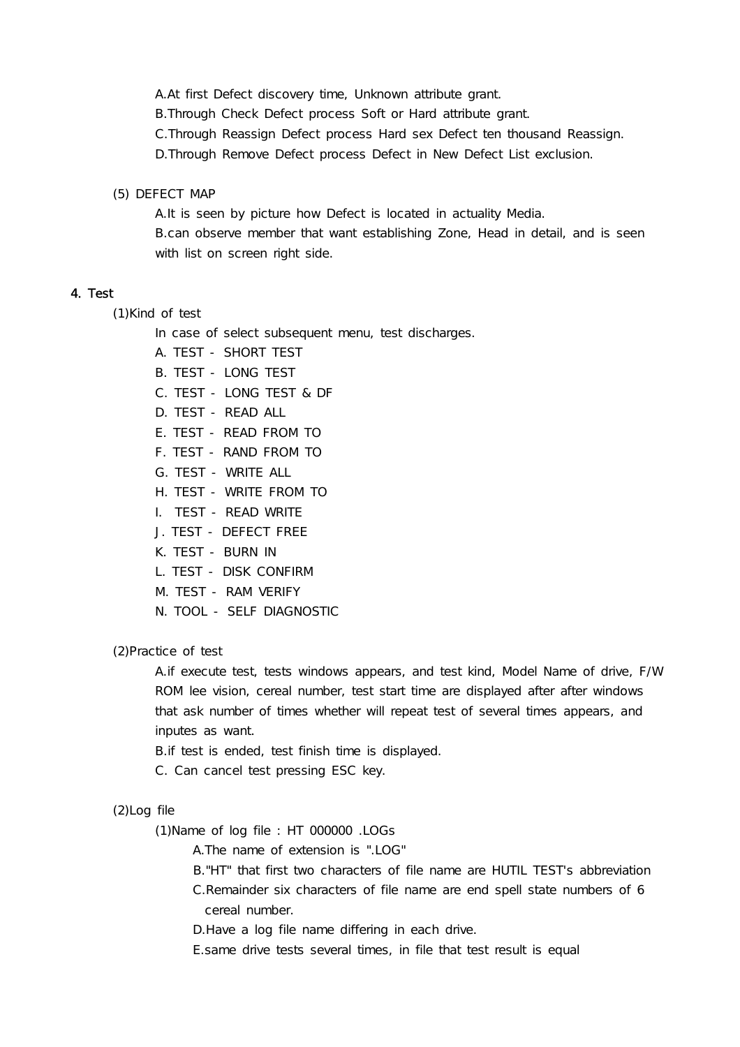A.At first Defect discovery time, Unknown attribute grant.

B.Through Check Defect process Soft or Hard attribute grant.

C.Through Reassign Defect process Hard sex Defect ten thousand Reassign.

D.Through Remove Defect process Defect in New Defect List exclusion.

(5) DEFECT MAP

A.It is seen by picture how Defect is located in actuality Media.

B.can observe member that want establishing Zone, Head in detail, and is seen with list on screen right side.

## 4. Test

(1)Kind of test

In case of select subsequent menu, test discharges.

A. TEST - SHORT TEST

B. TEST - LONG TEST

C. TEST - LONG TEST & DF

D. TEST - READ ALL

E. TEST - READ FROM TO

F. TEST - RAND FROM TO

G. TEST - WRITE ALL

H. TEST - WRITE FROM TO

I. TEST - READ WRITE

J. TEST - DEFECT FREE

K. TEST - BURN IN

L. TEST - DISK CONFIRM

M. TEST - RAM VERIFY

N. TOOL - SELF DIAGNOSTIC

(2)Practice of test

A.if execute test, tests windows appears, and test kind, Model Name of drive, F/W ROM lee vision, cereal number, test start time are displayed after after windows that ask number of times whether will repeat test of several times appears, and inputes as want.

B.if test is ended, test finish time is displayed.

C. Can cancel test pressing ESC key.

(2)Log file

(1)Name of log file : HT 000000 .LOGs

A.The name of extension is ".LOG"

B."HT" that first two characters of file name are HUTIL TEST's abbreviation

C.Remainder six characters of file name are end spell state numbers of 6 cereal number.

D.Have a log file name differing in each drive.

E.same drive tests several times, in file that test result is equal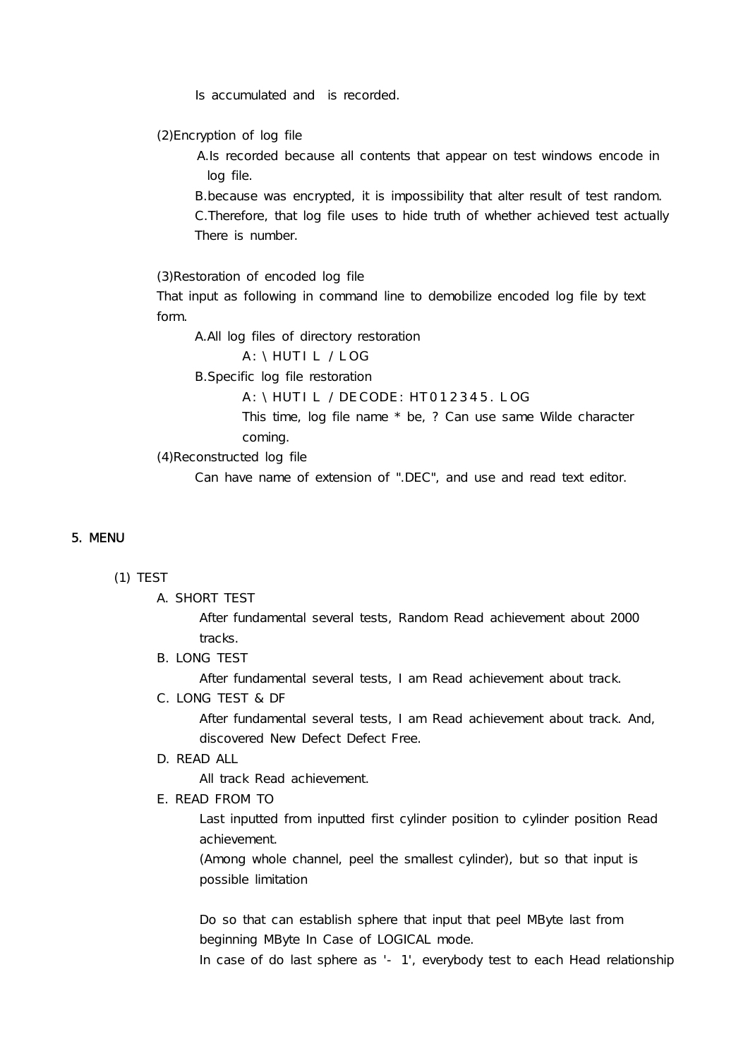Is accumulated and is recorded.

(2)Encryption of log file

A.Is recorded because all contents that appear on test windows encode in log file.

B.because was encrypted, it is impossibility that alter result of test random.

C.Therefore, that log file uses to hide truth of whether achieved test actually There is number.

(3)Restoration of encoded log file

That input as following in command line to demobilize encoded log file by text form.

A.All log files of directory restoration

A: \ HUTIL / LOG

B.Specific log file restoration

A: \ HUTIL / DECODE: HT012345. LOG

This time, log file name * be, ? Can use same Wilde character coming.

(4)Reconstructed log file

Can have name of extension of ".DEC", and use and read text editor.

## 5. MENU

(1) TEST

A. SHORT TEST

After fundamental several tests, Random Read achievement about 2000 tracks.

B. LONG TEST

After fundamental several tests, I am Read achievement about track.

C. LONG TEST & DF

After fundamental several tests, I am Read achievement about track. And, discovered New Defect Defect Free.

D. READ ALL

All track Read achievement.

E. READ FROM TO

Last inputted from inputted first cylinder position to cylinder position Read achievement.

(Among whole channel, peel the smallest cylinder), but so that input is possible limitation

Do so that can establish sphere that input that peel MByte last from beginning MByte In Case of LOGICAL mode.

In case of do last sphere as '- 1', everybody test to each Head relationship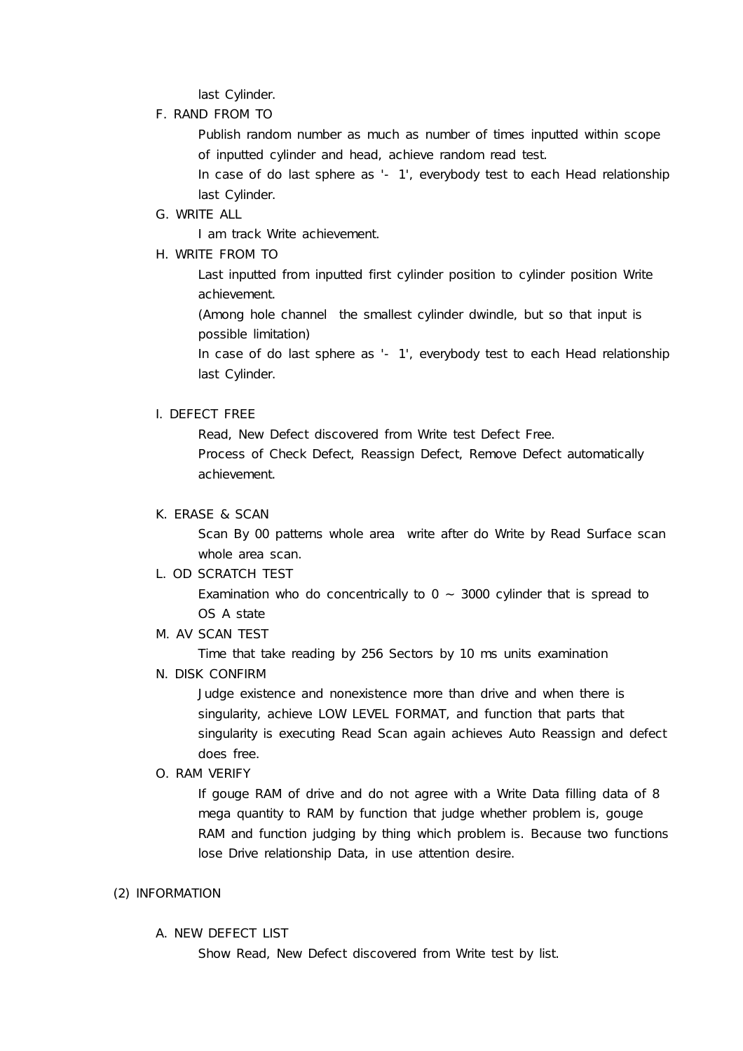last Cylinder.

F. RAND FROM TO

Publish random number as much as number of times inputted within scope of inputted cylinder and head, achieve random read test.

In case of do last sphere as '- 1', everybody test to each Head relationship last Cylinder.

G. WRITE ALL

I am track Write achievement.

H. WRITE FROM TO

Last inputted from inputted first cylinder position to cylinder position Write achievement.

(Among hole channel the smallest cylinder dwindle, but so that input is possible limitation)

In case of do last sphere as '- 1', everybody test to each Head relationship last Cylinder.

I. DEFECT FREE

Read, New Defect discovered from Write test Defect Free.

Process of Check Defect, Reassign Defect, Remove Defect automatically achievement.

K. ERASE & SCAN

Scan By 00 patterns whole area write after do Write by Read Surface scan whole area scan.

L. OD SCRATCH TEST

Examination who do concentrically to 0 ~ 3000 cylinder that is spread to OS A state

M. AV SCAN TEST

Time that take reading by 256 Sectors by 10 ms units examination

N. DISK CONFIRM

Judge existence and nonexistence more than drive and when there is singularity, achieve LOW LEVEL FORMAT, and function that parts that singularity is executing Read Scan again achieves Auto Reassign and defect does free.

O. RAM VERIFY

If gouge RAM of drive and do not agree with a Write Data filling data of 8 mega quantity to RAM by function that judge whether problem is, gouge RAM and function judging by thing which problem is. Because two functions lose Drive relationship Data, in use attention desire.

(2) INFORMATION

A. NEW DEFECT LIST

Show Read, New Defect discovered from Write test by list.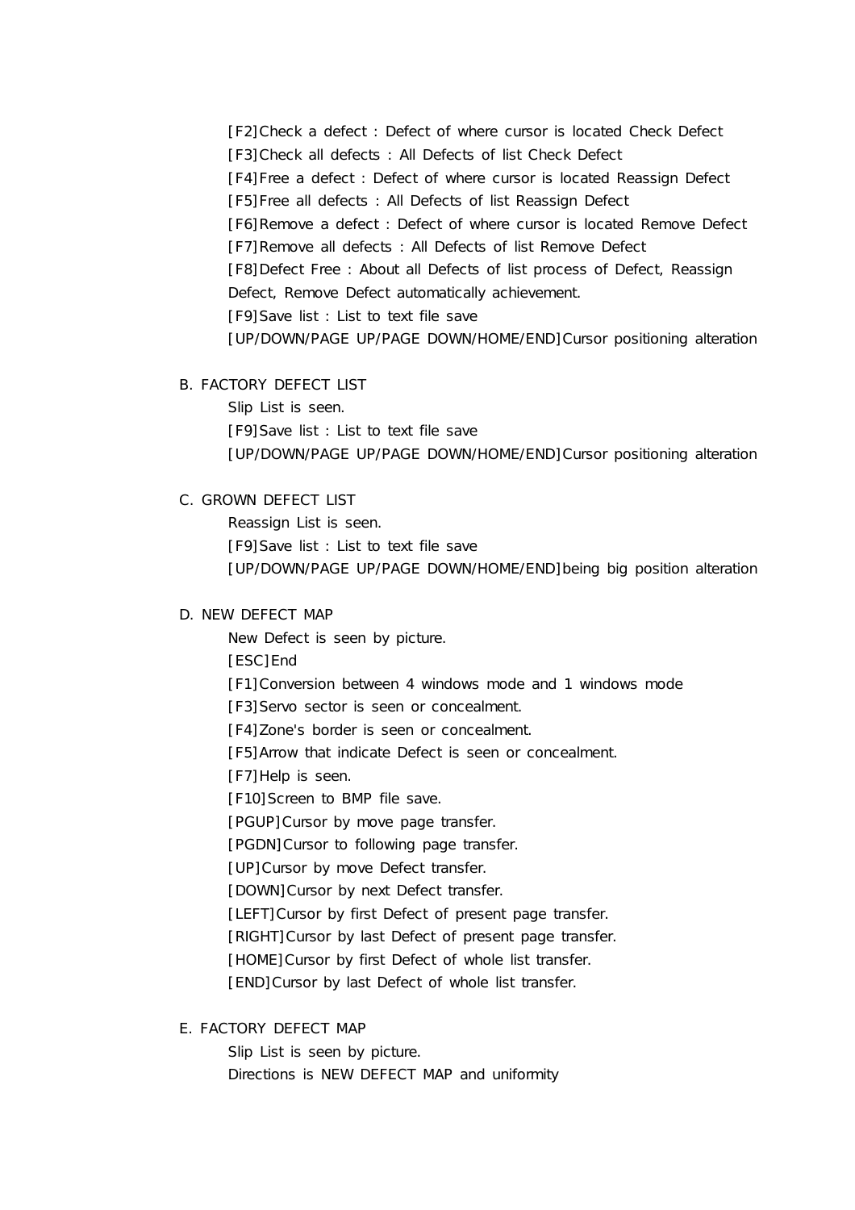[F2]Check a defect : Defect of where cursor is located Check Defect
[F3]Check all defects : All Defects of list Check Defect
[F4]Free a defect : Defect of where cursor is located Reassign Defect
[F5]Free all defects : All Defects of list Reassign Defect
[F6]Remove a defect : Defect of where cursor is located Remove Defect
[F7]Remove all defects : All Defects of list Remove Defect
[F8]Defect Free : About all Defects of list process of Defect, Reassign Defect, Remove Defect automatically achievement.
[F9]Save list : List to text file save
[UP/DOWN/PAGE UP/PAGE DOWN/HOME/END]Cursor positioning alteration

B. FACTORY DEFECT LIST

Slip List is seen.
[F9]Save list : List to text file save
[UP/DOWN/PAGE UP/PAGE DOWN/HOME/END]Cursor positioning alteration

C. GROWN DEFECT LIST

Reassign List is seen.
[F9]Save list : List to text file save
[UP/DOWN/PAGE UP/PAGE DOWN/HOME/END]being big position alteration

D. NEW DEFECT MAP

New Defect is seen by picture.
[ESC]End
[F1]Conversion between 4 windows mode and 1 windows mode
[F3]Servo sector is seen or concealment.
[F4]Zone's border is seen or concealment.
[F5]Arrow that indicate Defect is seen or concealment.
[F7]Help is seen.
[F10]Screen to BMP file save.
[PGUP]Cursor by move page transfer.
[PGDN]Cursor to following page transfer.
[UP]Cursor by move Defect transfer.
[DOWN]Cursor by next Defect transfer.
[LEFT]Cursor by first Defect of present page transfer.
[RIGHT]Cursor by last Defect of present page transfer.
[HOME]Cursor by first Defect of whole list transfer.
[END]Cursor by last Defect of whole list transfer.

E. FACTORY DEFECT MAP

Slip List is seen by picture.
Directions is NEW DEFECT MAP and uniformity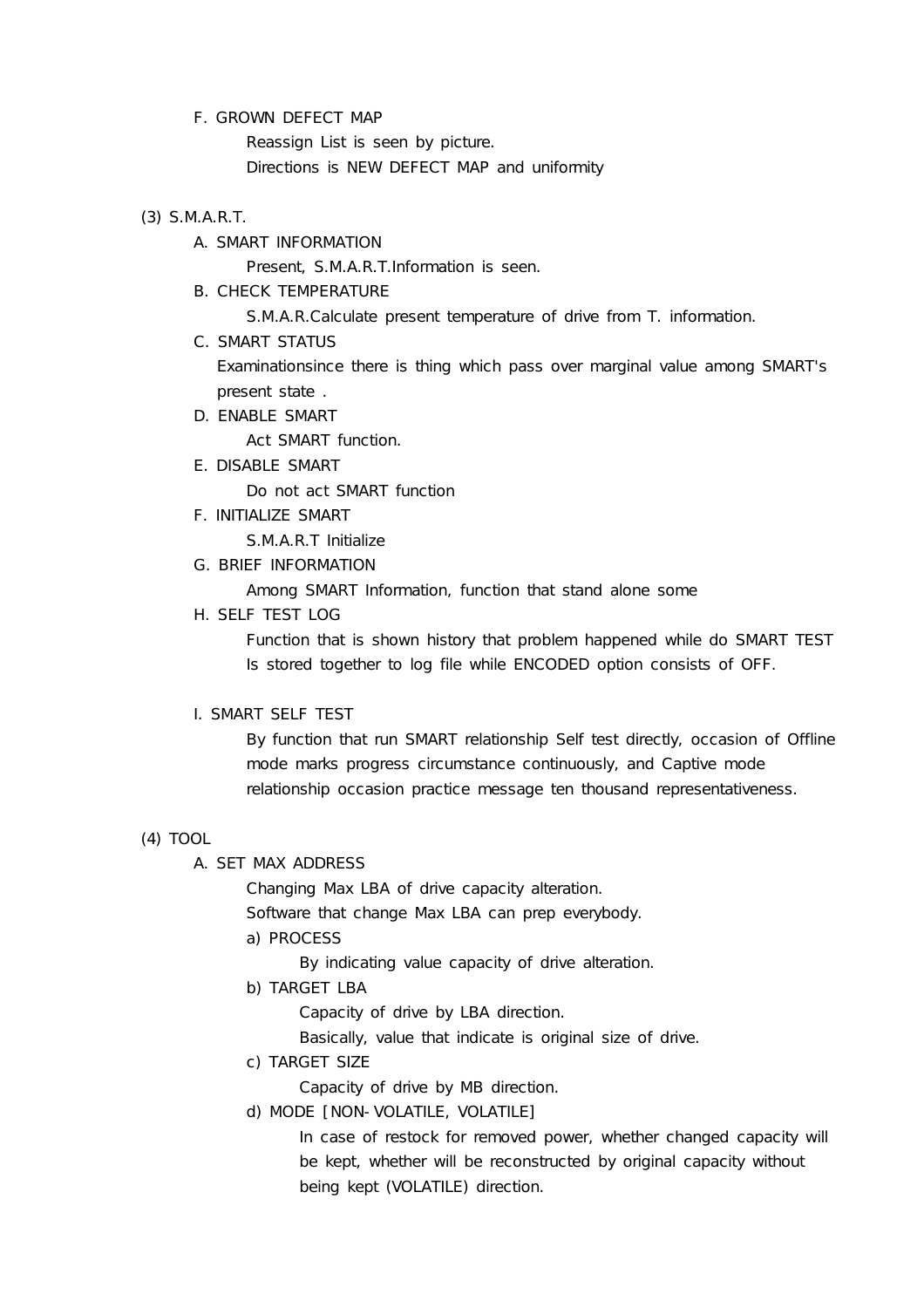F. GROWN DEFECT MAP

Reassign List is seen by picture.

Directions is NEW DEFECT MAP and uniformity

(3) S.M.A.R.T.

A. SMART INFORMATION

Present, S.M.A.R.T.Information is seen.

B. CHECK TEMPERATURE

S.M.A.R.Calculate present temperature of drive from T. information.

C. SMART STATUS

Examinationsince there is thing which pass over marginal value among SMART's present state .

D. ENABLE SMART

Act SMART function.

E. DISABLE SMART

Do not act SMART function

F. INITIALIZE SMART

S.M.A.R.T Initialize

G. BRIEF INFORMATION

Among SMART Information, function that stand alone some

H. SELF TEST LOG

Function that is shown history that problem happened while do SMART TEST Is stored together to log file while ENCODED option consists of OFF.

I. SMART SELF TEST

By function that run SMART relationship Self test directly, occasion of Offline mode marks progress circumstance continuously, and Captive mode relationship occasion practice message ten thousand representativeness.

(4) TOOL

A. SET MAX ADDRESS

Changing Max LBA of drive capacity alteration.

Software that change Max LBA can prep everybody.

a) PROCESS

By indicating value capacity of drive alteration.

b) TARGET LBA

Capacity of drive by LBA direction.

Basically, value that indicate is original size of drive.

c) TARGET SIZE

Capacity of drive by MB direction.

d) MODE [NON-VOLATILE, VOLATILE]

In case of restock for removed power, whether changed capacity will be kept, whether will be reconstructed by original capacity without being kept (VOLATILE) direction.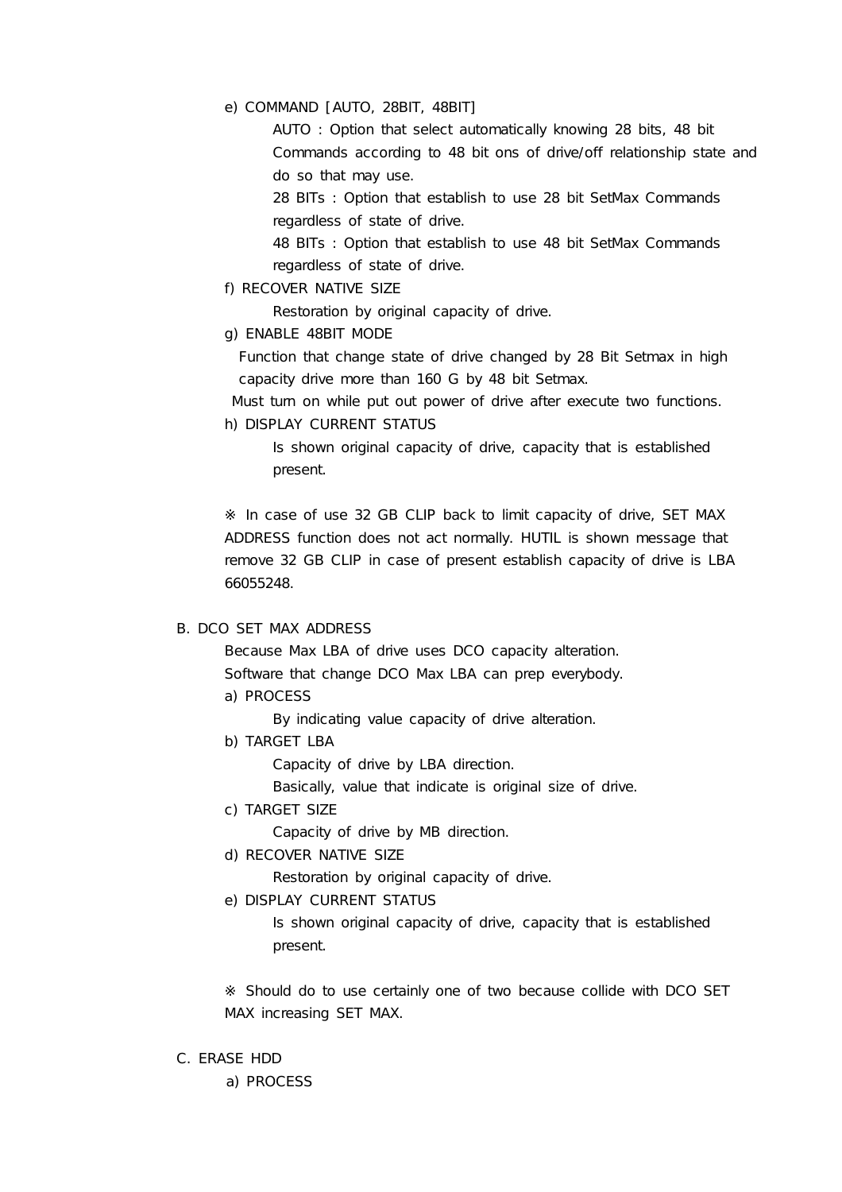e) COMMAND [AUTO, 28BIT, 48BIT]

AUTO : Option that select automatically knowing 28 bits, 48 bit Commands according to 48 bit ons of drive/off relationship state and do so that may use.

28 BITs : Option that establish to use 28 bit SetMax Commands regardless of state of drive.

48 BITs : Option that establish to use 48 bit SetMax Commands regardless of state of drive.

f) RECOVER NATIVE SIZE

Restoration by original capacity of drive.

g) ENABLE 48BIT MODE

Function that change state of drive changed by 28 Bit Setmax in high capacity drive more than 160 G by 48 bit Setmax.

Must turn on while put out power of drive after execute two functions.

h) DISPLAY CURRENT STATUS

Is shown original capacity of drive, capacity that is established present.

※ In case of use 32 GB CLIP back to limit capacity of drive, SET MAX ADDRESS function does not act normally. HUTIL is shown message that remove 32 GB CLIP in case of present establish capacity of drive is LBA 66055248.

B. DCO SET MAX ADDRESS

Because Max LBA of drive uses DCO capacity alteration.

Software that change DCO Max LBA can prep everybody.

a) PROCESS

By indicating value capacity of drive alteration.

b) TARGET LBA

Capacity of drive by LBA direction.

Basically, value that indicate is original size of drive.

c) TARGET SIZE

Capacity of drive by MB direction.

d) RECOVER NATIVE SIZE

Restoration by original capacity of drive.

e) DISPLAY CURRENT STATUS

Is shown original capacity of drive, capacity that is established present.

※ Should do to use certainly one of two because collide with DCO SET MAX increasing SET MAX.

C. ERASE HDD

a) PROCESS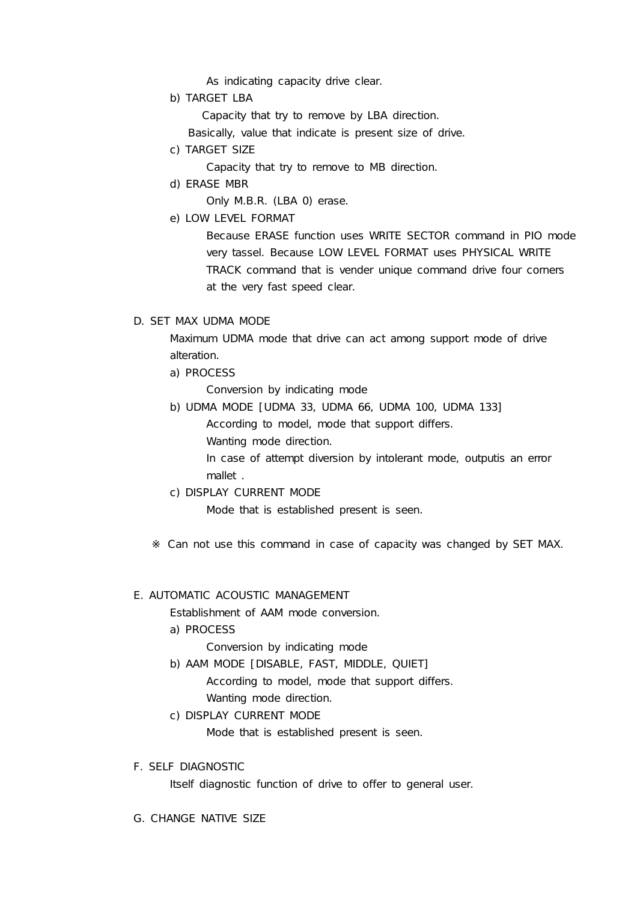As indicating capacity drive clear.

b) TARGET LBA

Capacity that try to remove by LBA direction.

Basically, value that indicate is present size of drive.

c) TARGET SIZE

Capacity that try to remove to MB direction.

d) ERASE MBR

Only M.B.R. (LBA 0) erase.

e) LOW LEVEL FORMAT

Because ERASE function uses WRITE SECTOR command in PIO mode very tassel. Because LOW LEVEL FORMAT uses PHYSICAL WRITE TRACK command that is vender unique command drive four corners at the very fast speed clear.

D. SET MAX UDMA MODE

Maximum UDMA mode that drive can act among support mode of drive alteration.

a) PROCESS

Conversion by indicating mode

b) UDMA MODE [UDMA 33, UDMA 66, UDMA 100, UDMA 133]

According to model, mode that support differs.

Wanting mode direction.

In case of attempt diversion by intolerant mode, outputis an error mallet .

c) DISPLAY CURRENT MODE

Mode that is established present is seen.

※ Can not use this command in case of capacity was changed by SET MAX.

E. AUTOMATIC ACOUSTIC MANAGEMENT

Establishment of AAM mode conversion.

a) PROCESS

Conversion by indicating mode

b) AAM MODE [DISABLE, FAST, MIDDLE, QUIET]

According to model, mode that support differs.

Wanting mode direction.

c) DISPLAY CURRENT MODE

Mode that is established present is seen.

F. SELF DIAGNOSTIC

Itself diagnostic function of drive to offer to general user.

G. CHANGE NATIVE SIZE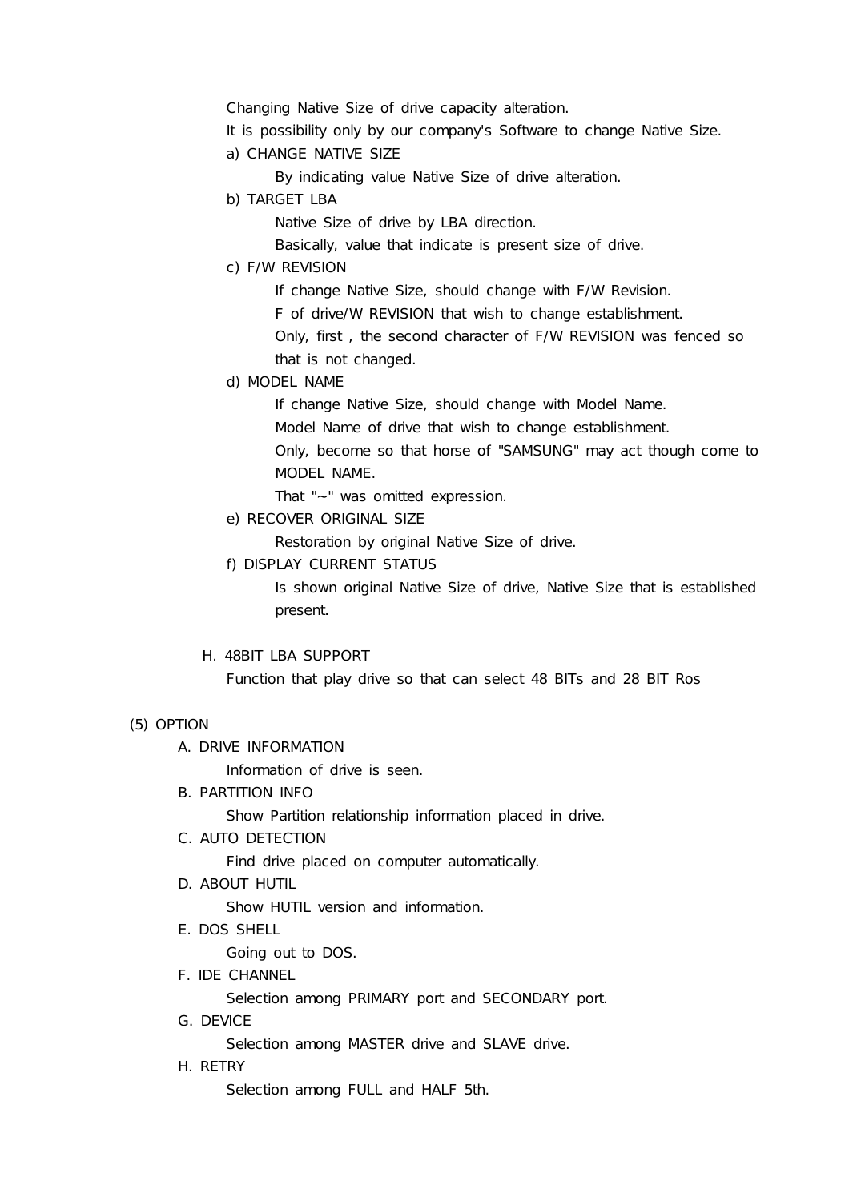Changing Native Size of drive capacity alteration.

It is possibility only by our company's Software to change Native Size.

a) CHANGE NATIVE SIZE

By indicating value Native Size of drive alteration.

b) TARGET LBA

Native Size of drive by LBA direction.

Basically, value that indicate is present size of drive.

c) F/W REVISION

If change Native Size, should change with F/W Revision.

F of drive/W REVISION that wish to change establishment.

Only, first , the second character of F/W REVISION was fenced so that is not changed.

d) MODEL NAME

If change Native Size, should change with Model Name.

Model Name of drive that wish to change establishment.

Only, become so that horse of "SAMSUNG" may act though come to MODEL NAME.

That "~" was omitted expression.

e) RECOVER ORIGINAL SIZE

Restoration by original Native Size of drive.

f) DISPLAY CURRENT STATUS

Is shown original Native Size of drive, Native Size that is established present.

H. 48BIT LBA SUPPORT

Function that play drive so that can select 48 BITs and 28 BIT Ros

(5) OPTION

A. DRIVE INFORMATION

Information of drive is seen.

B. PARTITION INFO

Show Partition relationship information placed in drive.

C. AUTO DETECTION

Find drive placed on computer automatically.

D. ABOUT HUTIL

Show HUTIL version and information.

E. DOS SHELL

Going out to DOS.

F. IDE CHANNEL

Selection among PRIMARY port and SECONDARY port.

G. DEVICE

Selection among MASTER drive and SLAVE drive.

H. RETRY

Selection among FULL and HALF 5th.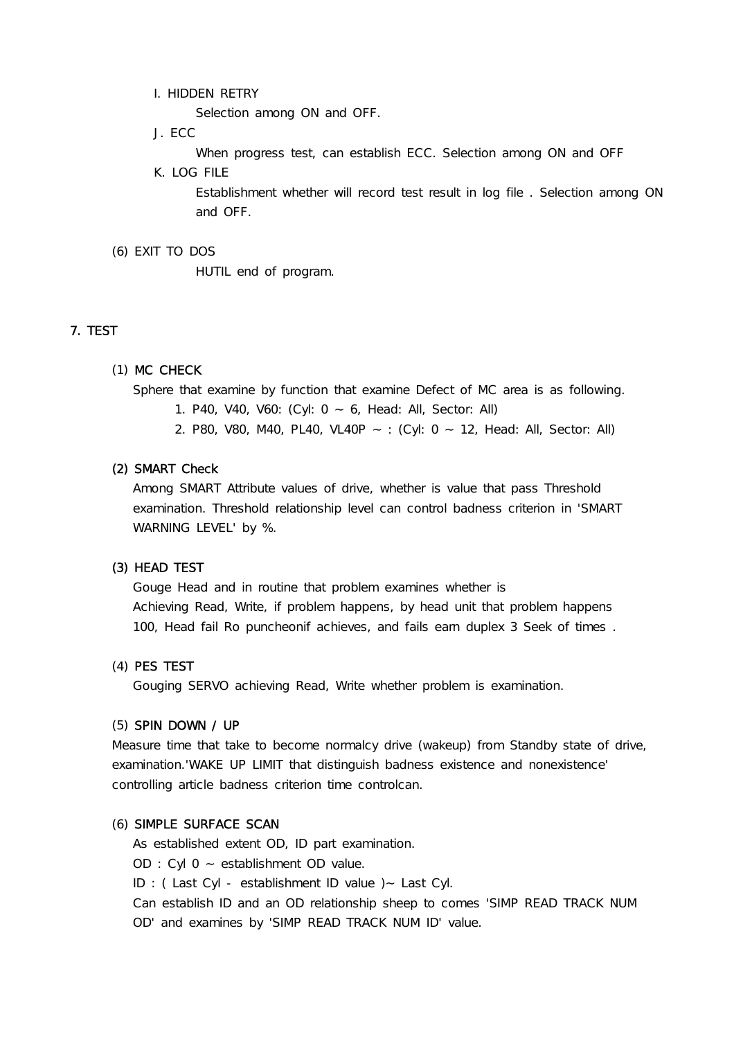I. HIDDEN RETRY

Selection among ON and OFF.

J. ECC

When progress test, can establish ECC. Selection among ON and OFF

K. LOG FILE

Establishment whether will record test result in log file . Selection among ON and OFF.

(6) EXIT TO DOS

HUTIL end of program.

## 7. TEST

### (1) MC CHECK

Sphere that examine by function that examine Defect of MC area is as following.

1. P40, V40, V60: (Cyl: 0 ~ 6, Head: All, Sector: All)
2. P80, V80, M40, PL40, VL40P ~ : (Cyl: 0 ~ 12, Head: All, Sector: All)

### (2) SMART Check

Among SMART Attribute values of drive, whether is value that pass Threshold examination. Threshold relationship level can control badness criterion in 'SMART WARNING LEVEL' by %.

### (3) HEAD TEST

Gouge Head and in routine that problem examines whether is
Achieving Read, Write, if problem happens, by head unit that problem happens
100, Head fail Ro puncheonif achieves, and fails earn duplex 3 Seek of times .

### (4) PES TEST

Gouging SERVO achieving Read, Write whether problem is examination.

### (5) SPIN DOWN / UP

Measure time that take to become normalcy drive (wakeup) from Standby state of drive, examination.'WAKE UP LIMIT that distinguish badness existence and nonexistence' controlling article badness criterion time controlcan.

### (6) SIMPLE SURFACE SCAN

As established extent OD, ID part examination.

OD : Cyl 0 ~ establishment OD value.

ID : ( Last Cyl - establishment ID value )~ Last Cyl.

Can establish ID and an OD relationship sheep to comes 'SIMP READ TRACK NUM OD' and examines by 'SIMP READ TRACK NUM ID' value.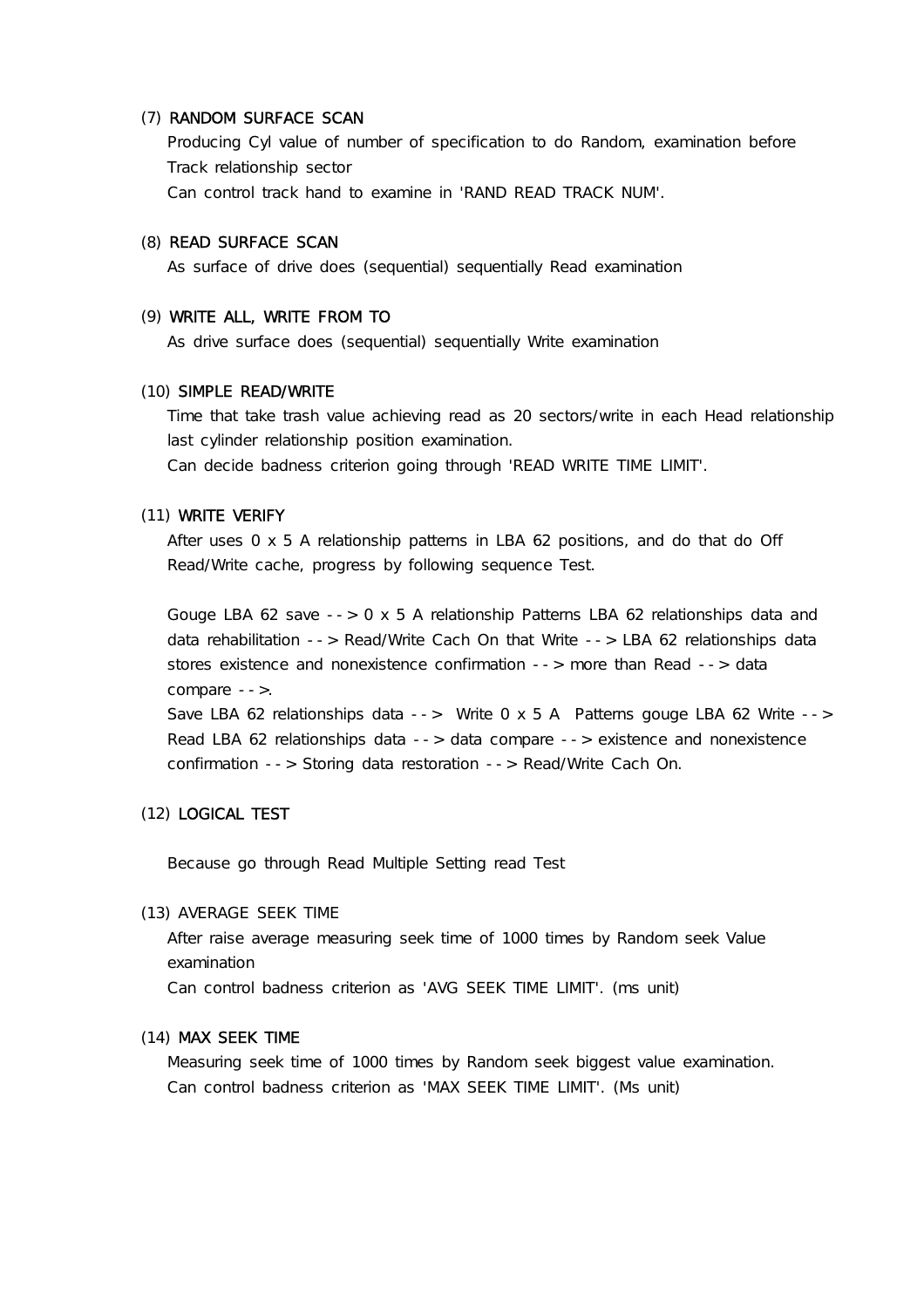(7) RANDOM SURFACE SCAN

Producing Cyl value of number of specification to do Random, examination before Track relationship sector

Can control track hand to examine in 'RAND READ TRACK NUM'.

(8) READ SURFACE SCAN

As surface of drive does (sequential) sequentially Read examination

(9) WRITE ALL, WRITE FROM TO

As drive surface does (sequential) sequentially Write examination

(10) SIMPLE READ/WRITE

Time that take trash value achieving read as 20 sectors/write in each Head relationship last cylinder relationship position examination.

Can decide badness criterion going through 'READ WRITE TIME LIMIT'.

(11) WRITE VERIFY

After uses 0 x 5 A relationship patterns in LBA 62 positions, and do that do Off Read/Write cache, progress by following sequence Test.

Gouge LBA 62 save - - > 0 x 5 A relationship Patterns LBA 62 relationships data and data rehabilitation - - > Read/Write Cach On that Write - - > LBA 62 relationships data stores existence and nonexistence confirmation - - > more than Read - - > data compare - - >.

Save LBA 62 relationships data - - > Write 0 x 5 A Patterns gouge LBA 62 Write - - > Read LBA 62 relationships data - - > data compare - - > existence and nonexistence confirmation - - > Storing data restoration - - > Read/Write Cach On.

(12) LOGICAL TEST

Because go through Read Multiple Setting read Test

(13) AVERAGE SEEK TIME

After raise average measuring seek time of 1000 times by Random seek Value examination

Can control badness criterion as 'AVG SEEK TIME LIMIT'. (ms unit)

(14) MAX SEEK TIME

Measuring seek time of 1000 times by Random seek biggest value examination.

Can control badness criterion as 'MAX SEEK TIME LIMIT'. (Ms unit)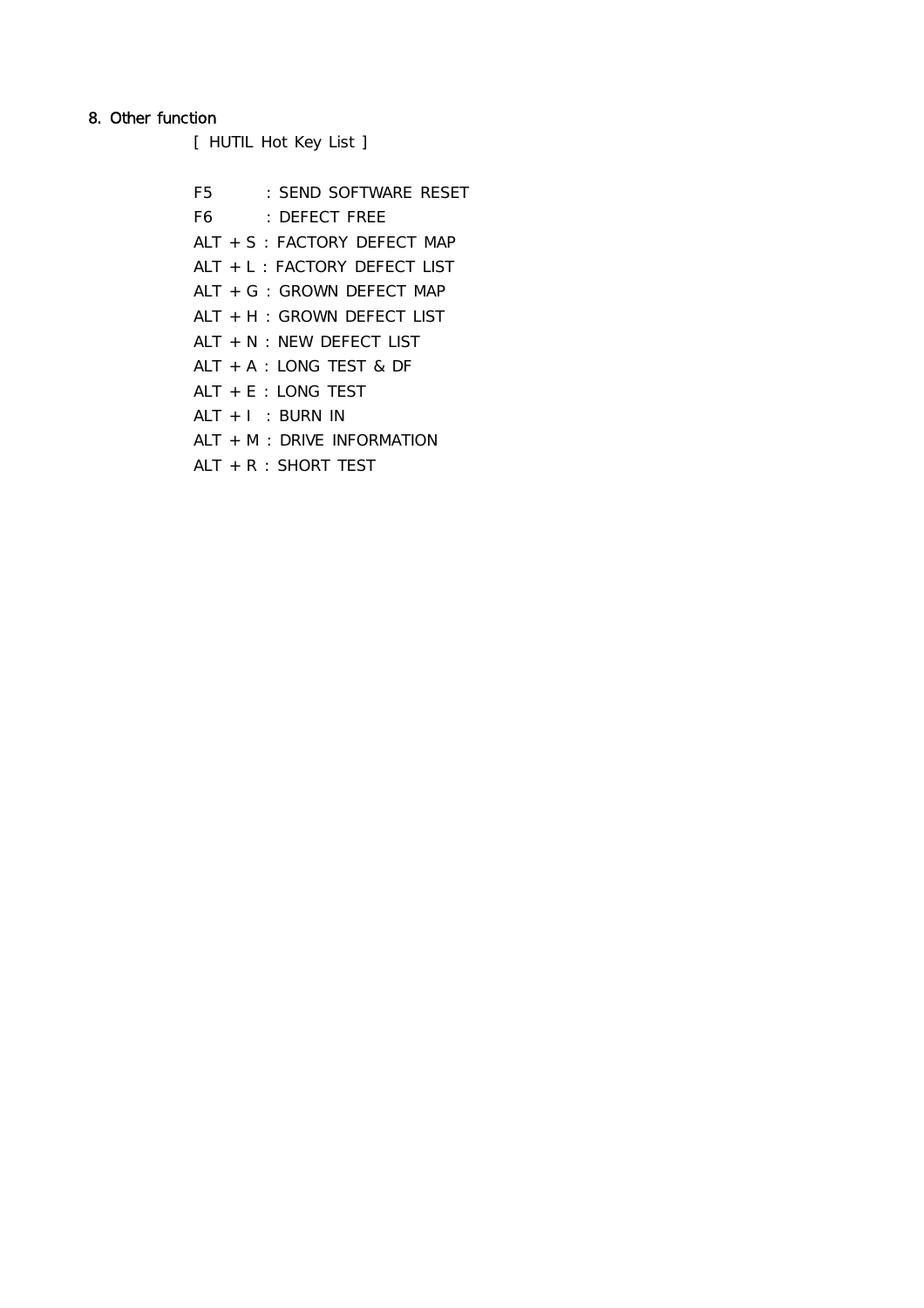## 8. Other function

[ HUTIL Hot Key List ]

F5 : SEND SOFTWARE RESET
F6 : DEFECT FREE
ALT + S : FACTORY DEFECT MAP
ALT + L : FACTORY DEFECT LIST
ALT + G : GROWN DEFECT MAP
ALT + H : GROWN DEFECT LIST
ALT + N : NEW DEFECT LIST
ALT + A : LONG TEST & DF
ALT + E : LONG TEST
ALT + I : BURN IN
ALT + M : DRIVE INFORMATION
ALT + R : SHORT TEST